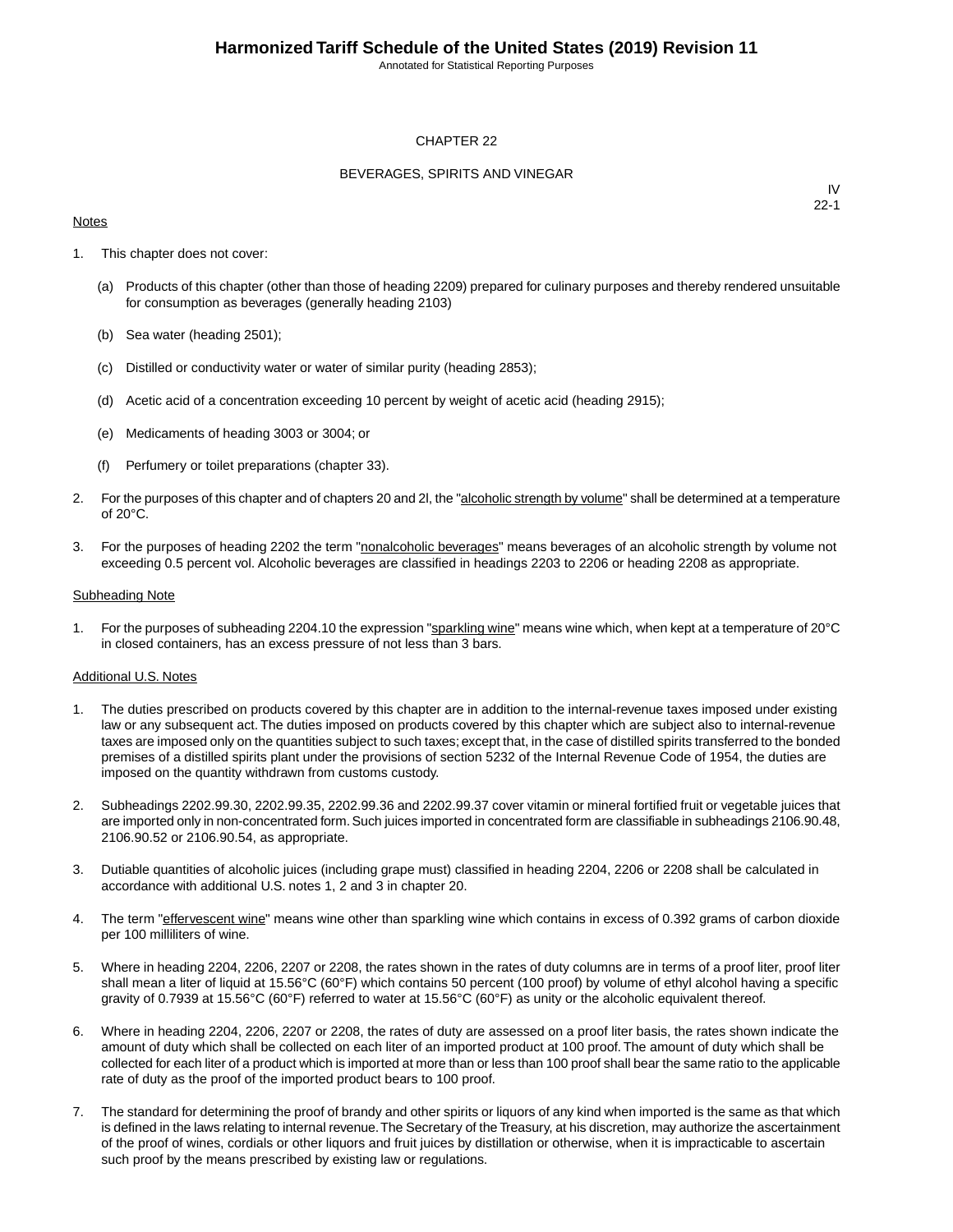# CHAPTER 22

## BEVERAGES, SPIRITS AND VINEGAR

IV
22-1

Notes

1. This chapter does not cover:

   (a) Products of this chapter (other than those of heading 2209) prepared for culinary purposes and thereby rendered unsuitable for consumption as beverages (generally heading 2103)

   (b) Sea water (heading 2501);

   (c) Distilled or conductivity water or water of similar purity (heading 2853);

   (d) Acetic acid of a concentration exceeding 10 percent by weight of acetic acid (heading 2915);

   (e) Medicaments of heading 3003 or 3004; or

   (f) Perfumery or toilet preparations (chapter 33).

2. For the purposes of this chapter and of chapters 20 and 2l, the "alcoholic strength by volume" shall be determined at a temperature of 20°C.

3. For the purposes of heading 2202 the term "nonalcoholic beverages" means beverages of an alcoholic strength by volume not exceeding 0.5 percent vol. Alcoholic beverages are classified in headings 2203 to 2206 or heading 2208 as appropriate.

Subheading Note

1. For the purposes of subheading 2204.10 the expression "sparkling wine" means wine which, when kept at a temperature of 20°C in closed containers, has an excess pressure of not less than 3 bars.

Additional U.S. Notes

1. The duties prescribed on products covered by this chapter are in addition to the internal-revenue taxes imposed under existing law or any subsequent act. The duties imposed on products covered by this chapter which are subject also to internal-revenue taxes are imposed only on the quantities subject to such taxes; except that, in the case of distilled spirits transferred to the bonded premises of a distilled spirits plant under the provisions of section 5232 of the Internal Revenue Code of 1954, the duties are imposed on the quantity withdrawn from customs custody.

2. Subheadings 2202.99.30, 2202.99.35, 2202.99.36 and 2202.99.37 cover vitamin or mineral fortified fruit or vegetable juices that are imported only in non-concentrated form. Such juices imported in concentrated form are classifiable in subheadings 2106.90.48, 2106.90.52 or 2106.90.54, as appropriate.

3. Dutiable quantities of alcoholic juices (including grape must) classified in heading 2204, 2206 or 2208 shall be calculated in accordance with additional U.S. notes 1, 2 and 3 in chapter 20.

4. The term "effervescent wine" means wine other than sparkling wine which contains in excess of 0.392 grams of carbon dioxide per 100 milliliters of wine.

5. Where in heading 2204, 2206, 2207 or 2208, the rates shown in the rates of duty columns are in terms of a proof liter, proof liter shall mean a liter of liquid at 15.56°C (60°F) which contains 50 percent (100 proof) by volume of ethyl alcohol having a specific gravity of 0.7939 at 15.56°C (60°F) referred to water at 15.56°C (60°F) as unity or the alcoholic equivalent thereof.

6. Where in heading 2204, 2206, 2207 or 2208, the rates of duty are assessed on a proof liter basis, the rates shown indicate the amount of duty which shall be collected on each liter of an imported product at 100 proof. The amount of duty which shall be collected for each liter of a product which is imported at more than or less than 100 proof shall bear the same ratio to the applicable rate of duty as the proof of the imported product bears to 100 proof.

7. The standard for determining the proof of brandy and other spirits or liquors of any kind when imported is the same as that which is defined in the laws relating to internal revenue. The Secretary of the Treasury, at his discretion, may authorize the ascertainment of the proof of wines, cordials or other liquors and fruit juices by distillation or otherwise, when it is impracticable to ascertain such proof by the means prescribed by existing law or regulations.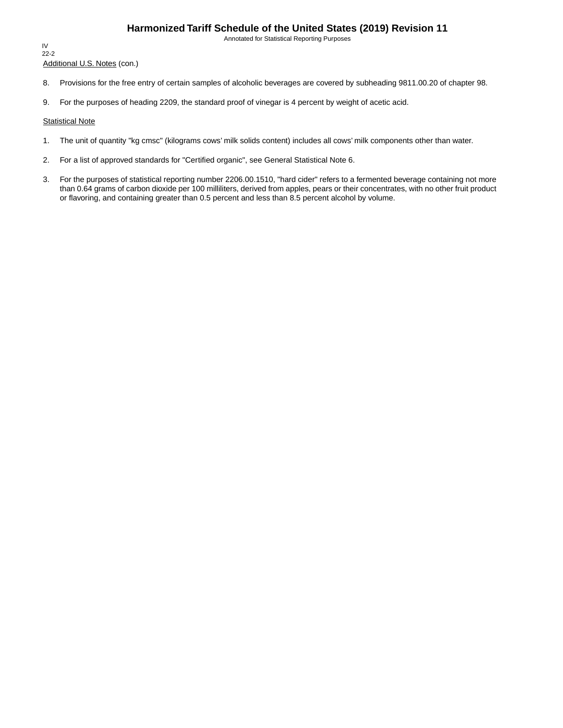Additional U.S. Notes (con.)

8. Provisions for the free entry of certain samples of alcoholic beverages are covered by subheading 9811.00.20 of chapter 98.

9. For the purposes of heading 2209, the standard proof of vinegar is 4 percent by weight of acetic acid.

Statistical Note

1. The unit of quantity "kg cmsc" (kilograms cows' milk solids content) includes all cows' milk components other than water.

2. For a list of approved standards for "Certified organic", see General Statistical Note 6.

3. For the purposes of statistical reporting number 2206.00.1510, "hard cider" refers to a fermented beverage containing not more than 0.64 grams of carbon dioxide per 100 milliliters, derived from apples, pears or their concentrates, with no other fruit product or flavoring, and containing greater than 0.5 percent and less than 8.5 percent alcohol by volume.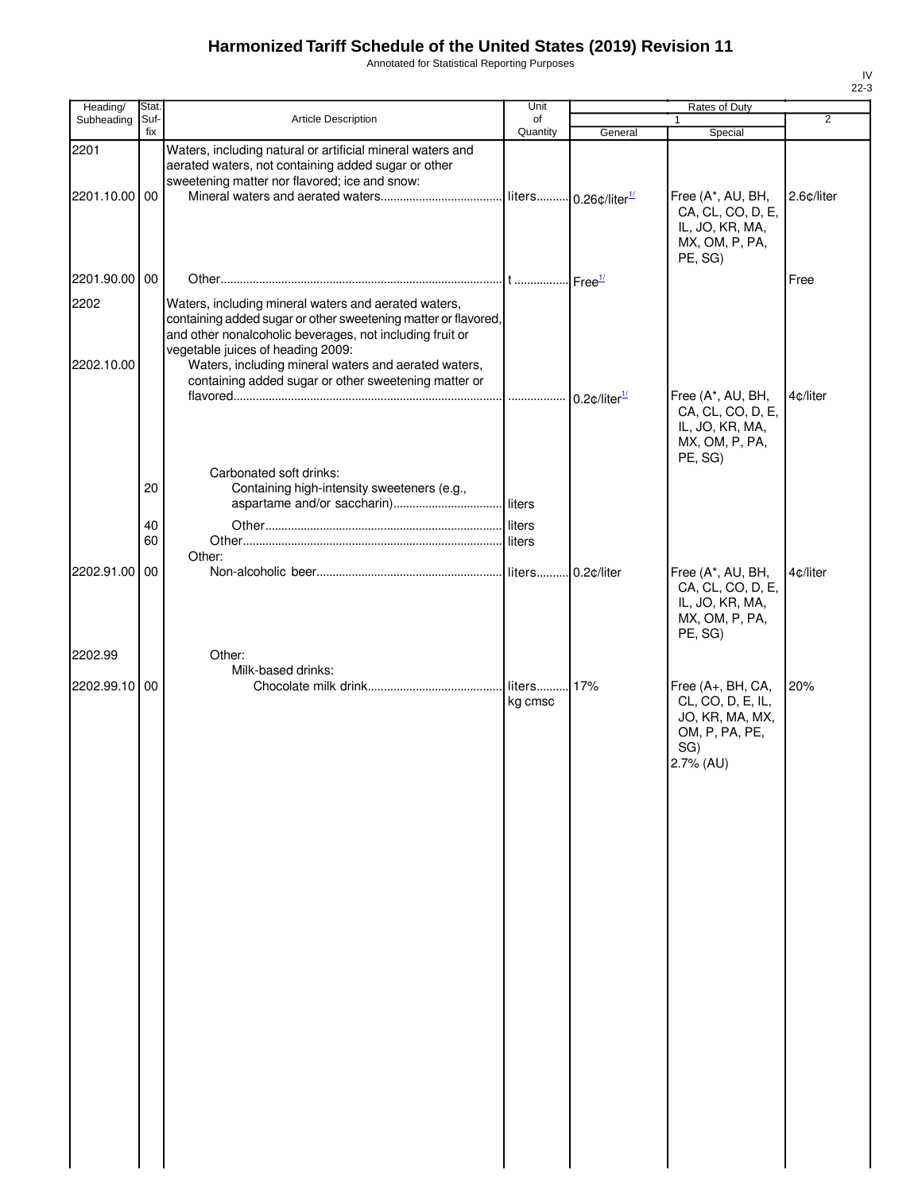# Harmonized Tariff Schedule of the United States (2019) Revision 11

Annotated for Statistical Reporting Purposes

IV
22-3

| Heading/ Subheading | Stat. Suf- fix | Article Description | Unit of Quantity | Rates of Duty 1 General | Special | 2 |
|---|---|---|---|---|---|---|
| 2201 | | Waters, including natural or artificial mineral waters and aerated waters, not containing added sugar or other sweetening matter nor flavored; ice and snow: | | | | |
| 2201.10.00 | 00 | Mineral waters and aerated waters | liters | 0.26¢/liter[1/] | Free (A*, AU, BH, CA, CL, CO, D, E, IL, JO, KR, MA, MX, OM, P, PA, PE, SG) | 2.6¢/liter |
| 2201.90.00 | 00 | Other | t | Free[1/] | | Free |
| 2202 | | Waters, including mineral waters and aerated waters, containing added sugar or other sweetening matter or flavored, and other nonalcoholic beverages, not including fruit or vegetable juices of heading 2009: | | | | |
| 2202.10.00 | | Waters, including mineral waters and aerated waters, containing added sugar or other sweetening matter or flavored | | 0.2¢/liter[1/] | Free (A*, AU, BH, CA, CL, CO, D, E, IL, JO, KR, MA, MX, OM, P, PA, PE, SG) | 4¢/liter |
| | | Carbonated soft drinks: | | | | |
| | 20 | Containing high-intensity sweeteners (e.g., aspartame and/or saccharin) | liters | | | |
| | 40 | Other | liters | | | |
| | 60 | Other | liters | | | |
| | | Other: | | | | |
| 2202.91.00 | 00 | Non-alcoholic beer | liters | 0.2¢/liter | Free (A*, AU, BH, CA, CL, CO, D, E, IL, JO, KR, MA, MX, OM, P, PA, PE, SG) | 4¢/liter |
| 2202.99 | | Other: | | | | |
| | | Milk-based drinks: | | | | |
| 2202.99.10 | 00 | Chocolate milk drink | liters kg cmsc | 17% | Free (A+, BH, CA, CL, CO, D, E, IL, JO, KR, MA, MX, OM, P, PA, PE, SG) 2.7% (AU) | 20% |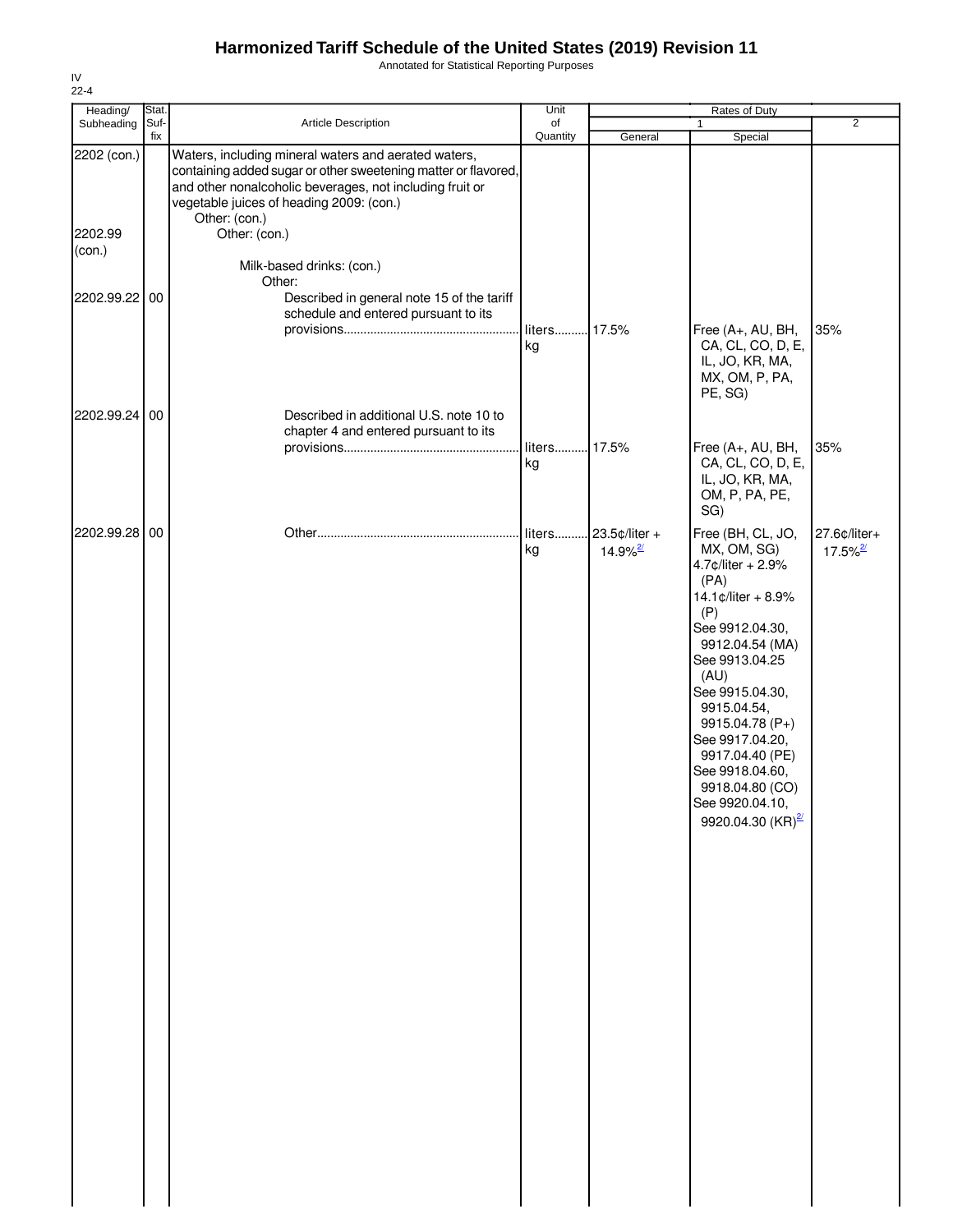# Harmonized Tariff Schedule of the United States (2019) Revision 11

Annotated for Statistical Reporting Purposes

IV
22-4

| Heading/ Subheading | Stat. Suf- fix | Article Description | Unit of Quantity | Rates of Duty 1 General | Special | 2 |
|---|---|---|---|---|---|---|
| 2202 (con.) | | Waters, including mineral waters and aerated waters, containing added sugar or other sweetening matter or flavored, and other nonalcoholic beverages, not including fruit or vegetable juices of heading 2009: (con.) | | | | |
| | | Other: (con.) | | | | |
| 2202.99 (con.) | | Other: (con.) | | | | |
| | | Milk-based drinks: (con.) | | | | |
| | | Other: | | | | |
| 2202.99.22 | 00 | Described in general note 15 of the tariff schedule and entered pursuant to its provisions | liters kg | 17.5% | Free (A+, AU, BH, CA, CL, CO, D, E, IL, JO, KR, MA, MX, OM, P, PA, PE, SG) | 35% |
| 2202.99.24 | 00 | Described in additional U.S. note 10 to chapter 4 and entered pursuant to its provisions | liters kg | 17.5% | Free (A+, AU, BH, CA, CL, CO, D, E, IL, JO, KR, MA, OM, P, PA, PE, SG) | 35% |
| 2202.99.28 | 00 | Other | liters kg | 23.5¢/liter + 14.9%[2/] | Free (BH, CL, JO, MX, OM, SG) 4.7¢/liter + 2.9% (PA) 14.1¢/liter + 8.9% (P) See 9912.04.30, 9912.04.54 (MA) See 9913.04.25 (AU) See 9915.04.30, 9915.04.54, 9915.04.78 (P+) See 9917.04.20, 9917.04.40 (PE) See 9918.04.60, 9918.04.80 (CO) See 9920.04.10, 9920.04.30 (KR)[2/] | 27.6¢/liter+ 17.5%[2/] |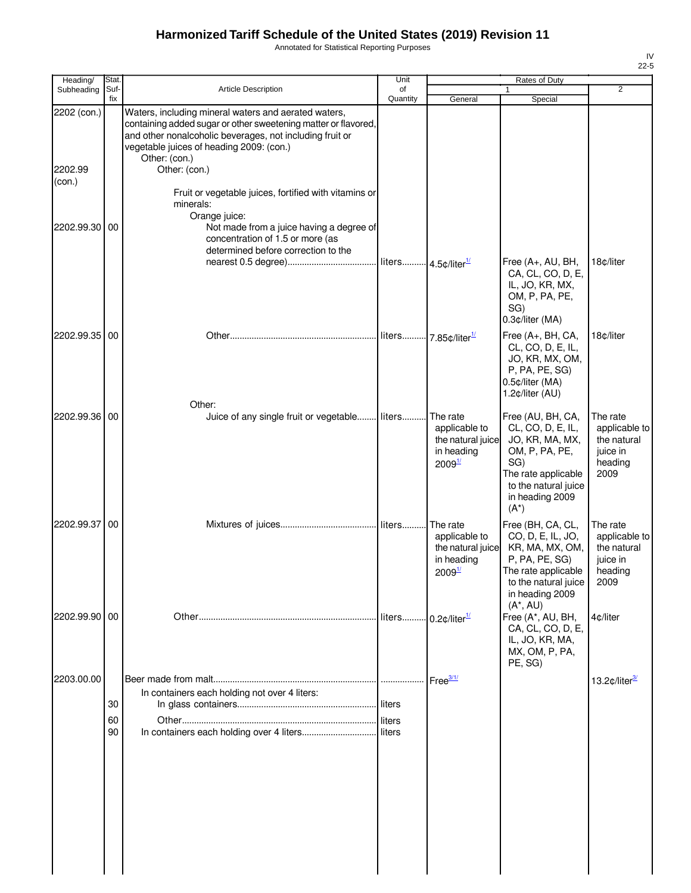# Harmonized Tariff Schedule of the United States (2019) Revision 11

Annotated for Statistical Reporting Purposes

IV
22-5

| Heading/ Subheading | Stat. Suf- fix | Article Description | Unit of Quantity | Rates of Duty 1 General | Special | 2 |
|---|---|---|---|---|---|---|
| 2202 (con.) | | Waters, including mineral waters and aerated waters, containing added sugar or other sweetening matter or flavored, and other nonalcoholic beverages, not including fruit or vegetable juices of heading 2009: (con.) | | | | |
| | | Other: (con.) | | | | |
| 2202.99 (con.) | | Other: (con.) | | | | |
| | | Fruit or vegetable juices, fortified with vitamins or minerals: | | | | |
| | | Orange juice: | | | | |
| 2202.99.30 | 00 | Not made from a juice having a degree of concentration of 1.5 or more (as determined before correction to the nearest 0.5 degree) | liters | 4.5¢/liter[1/] | Free (A+, AU, BH, CA, CL, CO, D, E, IL, JO, KR, MX, OM, P, PA, PE, SG) 0.3¢/liter (MA) | 18¢/liter |
| 2202.99.35 | 00 | Other | liters | 7.85¢/liter[1/] | Free (A+, BH, CA, CL, CO, D, E, IL, JO, KR, MX, OM, P, PA, PE, SG) 0.5¢/liter (MA) 1.2¢/liter (AU) | 18¢/liter |
| | | Other: | | | | |
| 2202.99.36 | 00 | Juice of any single fruit or vegetable | liters | The rate applicable to the natural juice in heading 2009[1/] | Free (AU, BH, CA, CL, CO, D, E, IL, JO, KR, MA, MX, OM, P, PA, PE, SG) The rate applicable to the natural juice in heading 2009 (A*) | The rate applicable to the natural juice in heading 2009 |
| 2202.99.37 | 00 | Mixtures of juices | liters | The rate applicable to the natural juice in heading 2009[1/] | Free (BH, CA, CL, CO, D, E, IL, JO, KR, MA, MX, OM, P, PA, PE, SG) The rate applicable to the natural juice in heading 2009 (A*, AU) | The rate applicable to the natural juice in heading 2009 |
| 2202.99.90 | 00 | Other | liters | 0.2¢/liter[1/] | Free (A*, AU, BH, CA, CL, CO, D, E, IL, JO, KR, MA, MX, OM, P, PA, PE, SG) | 4¢/liter |
| 2203.00.00 | | Beer made from malt | | Free[3/1/] | | 13.2¢/liter[3/] |
| | | In containers each holding not over 4 liters: | | | | |
| | 30 | In glass containers | liters | | | |
| | 60 | Other | liters | | | |
| | 90 | In containers each holding over 4 liters | liters | | | |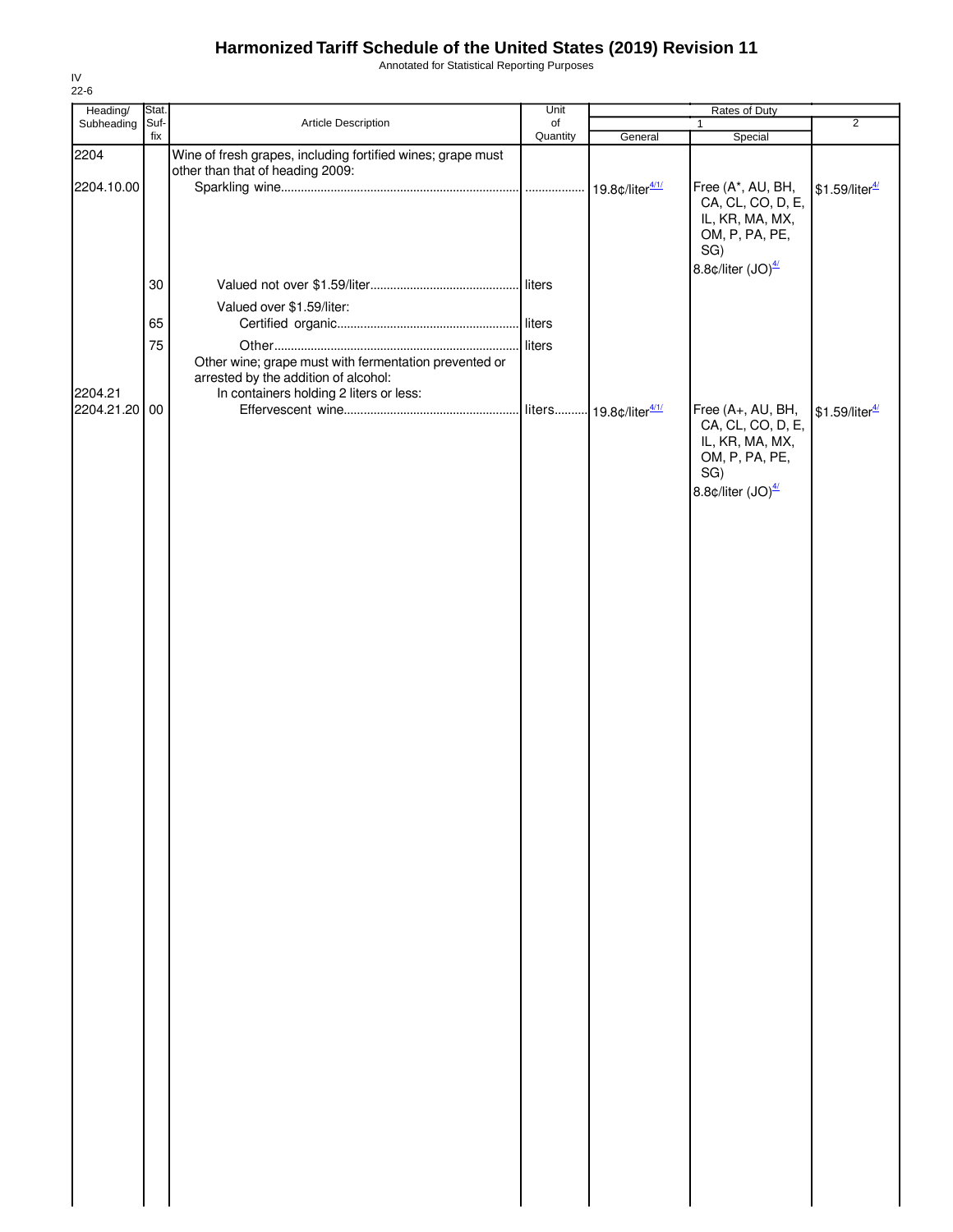# Harmonized Tariff Schedule of the United States (2019) Revision 11

Annotated for Statistical Reporting Purposes

IV
22-6

| Heading/ Subheading | Stat. Suf- fix | Article Description | Unit of Quantity | Rates of Duty 1 General | Special | 2 |
|---|---|---|---|---|---|---|
| 2204 | | Wine of fresh grapes, including fortified wines; grape must other than that of heading 2009: | | | | |
| 2204.10.00 | | Sparkling wine | | 19.8¢/liter[4/1/] | Free (A*, AU, BH, CA, CL, CO, D, E, IL, KR, MA, MX, OM, P, PA, PE, SG) 8.8¢/liter (JO)[4/] | $1.59/liter[4/] |
| | 30 | Valued not over $1.59/liter | liters | | | |
| | | Valued over $1.59/liter: | | | | |
| | 65 | Certified organic | liters | | | |
| | 75 | Other | liters | | | |
| | | Other wine; grape must with fermentation prevented or arrested by the addition of alcohol: | | | | |
| 2204.21 | | In containers holding 2 liters or less: | | | | |
| 2204.21.20 | 00 | Effervescent wine | liters | 19.8¢/liter[4/1/] | Free (A+, AU, BH, CA, CL, CO, D, E, IL, KR, MA, MX, OM, P, PA, PE, SG) 8.8¢/liter (JO)[4/] | $1.59/liter[4/] |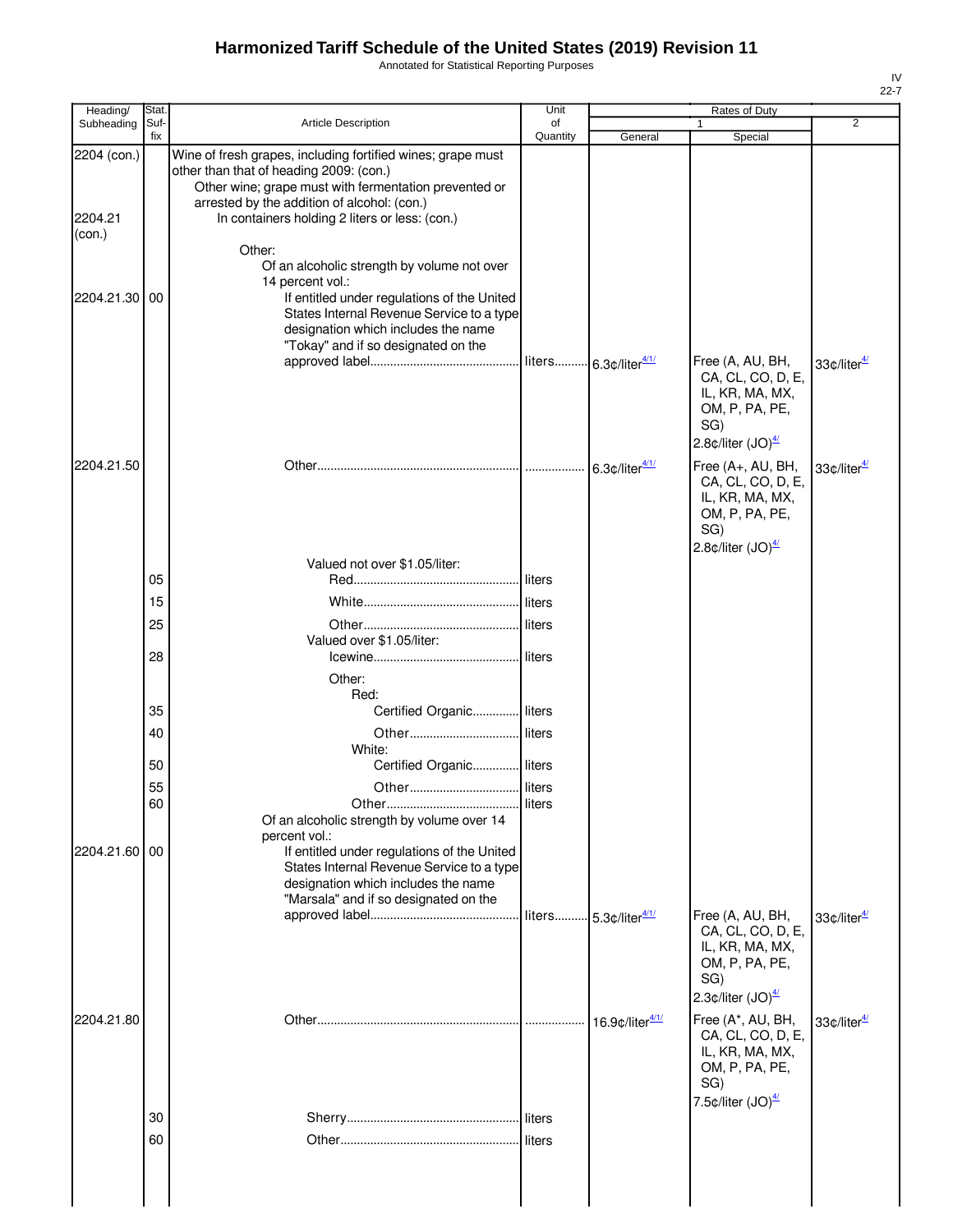# Harmonized Tariff Schedule of the United States (2019) Revision 11

Annotated for Statistical Reporting Purposes

IV
22-7

| Heading/ Subheading | Stat. Suf- fix | Article Description | Unit of Quantity | Rates of Duty 1 General | Special | 2 |
|---|---|---|---|---|---|---|
| 2204 (con.) | | Wine of fresh grapes, including fortified wines; grape must other than that of heading 2009: (con.) | | | | |
| | | Other wine; grape must with fermentation prevented or arrested by the addition of alcohol: (con.) | | | | |
| 2204.21 (con.) | | In containers holding 2 liters or less: (con.) | | | | |
| | | Other: | | | | |
| | | Of an alcoholic strength by volume not over 14 percent vol.: | | | | |
| 2204.21.30 | 00 | If entitled under regulations of the United States Internal Revenue Service to a type designation which includes the name "Tokay" and if so designated on the approved label | liters | 6.3¢/liter[4/1/] | Free (A, AU, BH, CA, CL, CO, D, E, IL, KR, MA, MX, OM, P, PA, PE, SG) 2.8¢/liter (JO)[4/] | 33¢/liter[4/] |
| 2204.21.50 | | Other | | 6.3¢/liter[4/1/] | Free (A+, AU, BH, CA, CL, CO, D, E, IL, KR, MA, MX, OM, P, PA, PE, SG) 2.8¢/liter (JO)[4/] | 33¢/liter[4/] |
| | | Valued not over $1.05/liter: | | | | |
| | 05 | Red | liters | | | |
| | 15 | White | liters | | | |
| | 25 | Other | liters | | | |
| | | Valued over $1.05/liter: | | | | |
| | 28 | Icewine | liters | | | |
| | | Other: | | | | |
| | | Red: | | | | |
| | 35 | Certified Organic | liters | | | |
| | 40 | Other | liters | | | |
| | | White: | | | | |
| | 50 | Certified Organic | liters | | | |
| | 55 | Other | liters | | | |
| | 60 | Other | liters | | | |
| | | Of an alcoholic strength by volume over 14 percent vol.: | | | | |
| 2204.21.60 | 00 | If entitled under regulations of the United States Internal Revenue Service to a type designation which includes the name "Marsala" and if so designated on the approved label | liters | 5.3¢/liter[4/1/] | Free (A, AU, BH, CA, CL, CO, D, E, IL, KR, MA, MX, OM, P, PA, PE, SG) 2.3¢/liter (JO)[4/] | 33¢/liter[4/] |
| 2204.21.80 | | Other | | 16.9¢/liter[4/1/] | Free (A*, AU, BH, CA, CL, CO, D, E, IL, KR, MA, MX, OM, P, PA, PE, SG) 7.5¢/liter (JO)[4/] | 33¢/liter[4/] |
| | 30 | Sherry | liters | | | |
| | 60 | Other | liters | | | |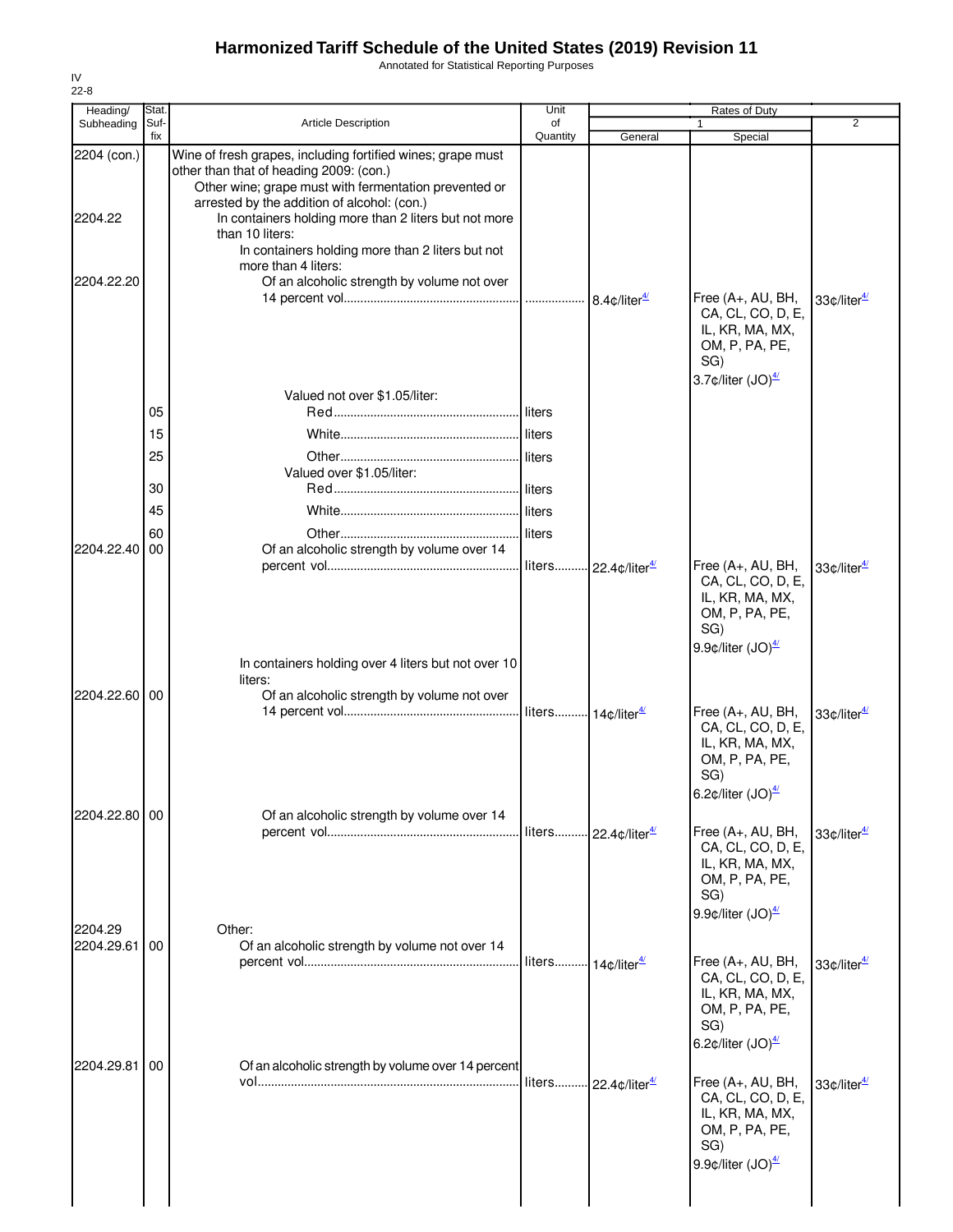# Harmonized Tariff Schedule of the United States (2019) Revision 11

Annotated for Statistical Reporting Purposes

IV
22-8

| Heading/ Subheading | Stat. Suf- fix | Article Description | Unit of Quantity | Rates of Duty 1 General | Special | 2 |
|---|---|---|---|---|---|---|
| 2204 (con.) | | Wine of fresh grapes, including fortified wines; grape must other than that of heading 2009: (con.) | | | | |
| | | Other wine; grape must with fermentation prevented or arrested by the addition of alcohol: (con.) | | | | |
| 2204.22 | | In containers holding more than 2 liters but not more than 10 liters: | | | | |
| | | In containers holding more than 2 liters but not more than 4 liters: | | | | |
| 2204.22.20 | | Of an alcoholic strength by volume not over 14 percent vol. | | 8.4¢/liter[4/] | Free (A+, AU, BH, CA, CL, CO, D, E, IL, KR, MA, MX, OM, P, PA, PE, SG) 3.7¢/liter (JO)[4/] | 33¢/liter[4/] |
| | | Valued not over $1.05/liter: | | | | |
| | 05 | Red | liters | | | |
| | 15 | White | liters | | | |
| | 25 | Other | liters | | | |
| | | Valued over $1.05/liter: | | | | |
| | 30 | Red | liters | | | |
| | 45 | White | liters | | | |
| | 60 | Other | liters | | | |
| 2204.22.40 | 00 | Of an alcoholic strength by volume over 14 percent vol. | liters | 22.4¢/liter[4/] | Free (A+, AU, BH, CA, CL, CO, D, E, IL, KR, MA, MX, OM, P, PA, PE, SG) 9.9¢/liter (JO)[4/] | 33¢/liter[4/] |
| | | In containers holding over 4 liters but not over 10 liters: | | | | |
| 2204.22.60 | 00 | Of an alcoholic strength by volume not over 14 percent vol. | liters | 14¢/liter[4/] | Free (A+, AU, BH, CA, CL, CO, D, E, IL, KR, MA, MX, OM, P, PA, PE, SG) 6.2¢/liter (JO)[4/] | 33¢/liter[4/] |
| 2204.22.80 | 00 | Of an alcoholic strength by volume over 14 percent vol. | liters | 22.4¢/liter[4/] | Free (A+, AU, BH, CA, CL, CO, D, E, IL, KR, MA, MX, OM, P, PA, PE, SG) 9.9¢/liter (JO)[4/] | 33¢/liter[4/] |
| 2204.29 | | Other: | | | | |
| 2204.29.61 | 00 | Of an alcoholic strength by volume not over 14 percent vol. | liters | 14¢/liter[4/] | Free (A+, AU, BH, CA, CL, CO, D, E, IL, KR, MA, MX, OM, P, PA, PE, SG) 6.2¢/liter (JO)[4/] | 33¢/liter[4/] |
| 2204.29.81 | 00 | Of an alcoholic strength by volume over 14 percent vol. | liters | 22.4¢/liter[4/] | Free (A+, AU, BH, CA, CL, CO, D, E, IL, KR, MA, MX, OM, P, PA, PE, SG) 9.9¢/liter (JO)[4/] | 33¢/liter[4/] |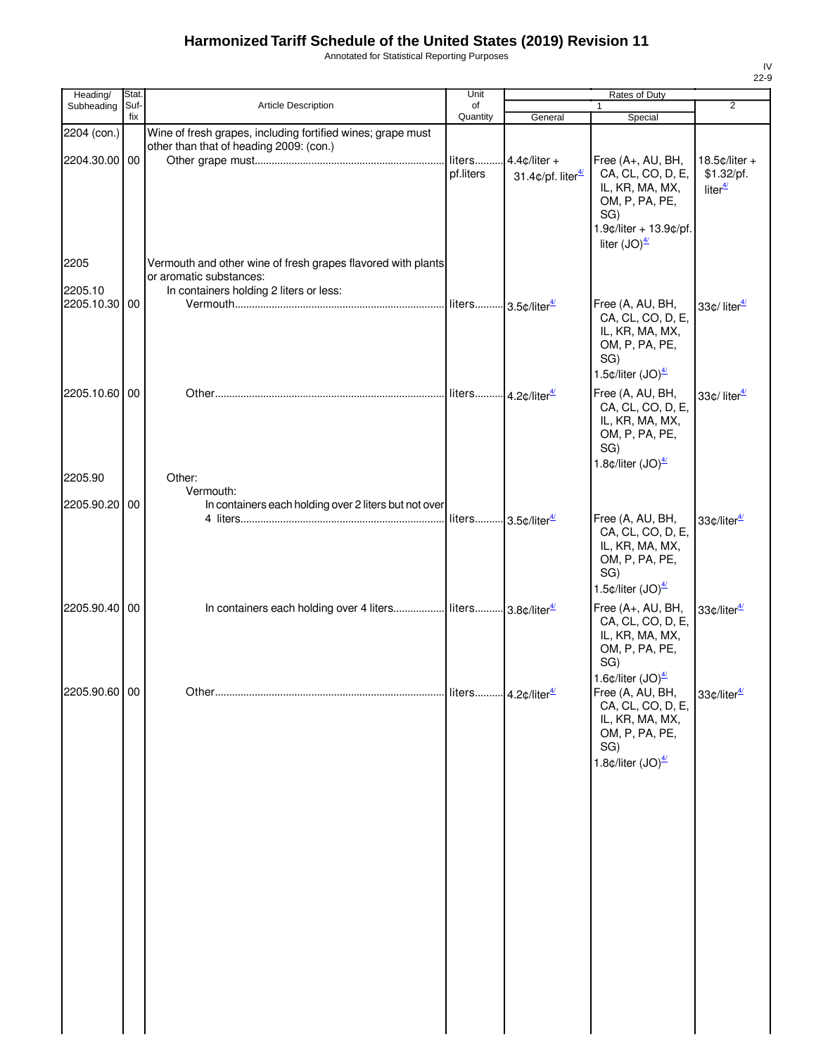# Harmonized Tariff Schedule of the United States (2019) Revision 11

Annotated for Statistical Reporting Purposes

| Heading/ Subheading | Stat. Suf- fix | Article Description | Unit of Quantity | Rates of Duty 1 General | Special | 2 |
|---|---|---|---|---|---|---|
| 2204 (con.) | | Wine of fresh grapes, including fortified wines; grape must other than that of heading 2009: (con.) | | | | |
| 2204.30.00 | 00 | Other grape must | liters pf.liters | 4.4¢/liter + 31.4¢/pf. liter[4/] | Free (A+, AU, BH, CA, CL, CO, D, E, IL, KR, MA, MX, OM, P, PA, PE, SG) 1.9¢/liter + 13.9¢/pf. liter (JO)[4/] | 18.5¢/liter + $1.32/pf. liter[4/] |
| 2205 | | Vermouth and other wine of fresh grapes flavored with plants or aromatic substances: | | | | |
| 2205.10 | | In containers holding 2 liters or less: | | | | |
| 2205.10.30 | 00 | Vermouth | liters | 3.5¢/liter[4/] | Free (A, AU, BH, CA, CL, CO, D, E, IL, KR, MA, MX, OM, P, PA, PE, SG) 1.5¢/liter (JO)[4/] | 33¢/ liter[4/] |
| 2205.10.60 | 00 | Other | liters | 4.2¢/liter[4/] | Free (A, AU, BH, CA, CL, CO, D, E, IL, KR, MA, MX, OM, P, PA, PE, SG) 1.8¢/liter (JO)[4/] | 33¢/ liter[4/] |
| 2205.90 | | Other: | | | | |
| | | Vermouth: | | | | |
| 2205.90.20 | 00 | In containers each holding over 2 liters but not over 4 liters | liters | 3.5¢/liter[4/] | Free (A, AU, BH, CA, CL, CO, D, E, IL, KR, MA, MX, OM, P, PA, PE, SG) 1.5¢/liter (JO)[4/] | 33¢/liter[4/] |
| 2205.90.40 | 00 | In containers each holding over 4 liters | liters | 3.8¢/liter[4/] | Free (A+, AU, BH, CA, CL, CO, D, E, IL, KR, MA, MX, OM, P, PA, PE, SG) 1.6¢/liter (JO)[4/] | 33¢/liter[4/] |
| 2205.90.60 | 00 | Other | liters | 4.2¢/liter[4/] | Free (A, AU, BH, CA, CL, CO, D, E, IL, KR, MA, MX, OM, P, PA, PE, SG) 1.8¢/liter (JO)[4/] | 33¢/liter[4/] |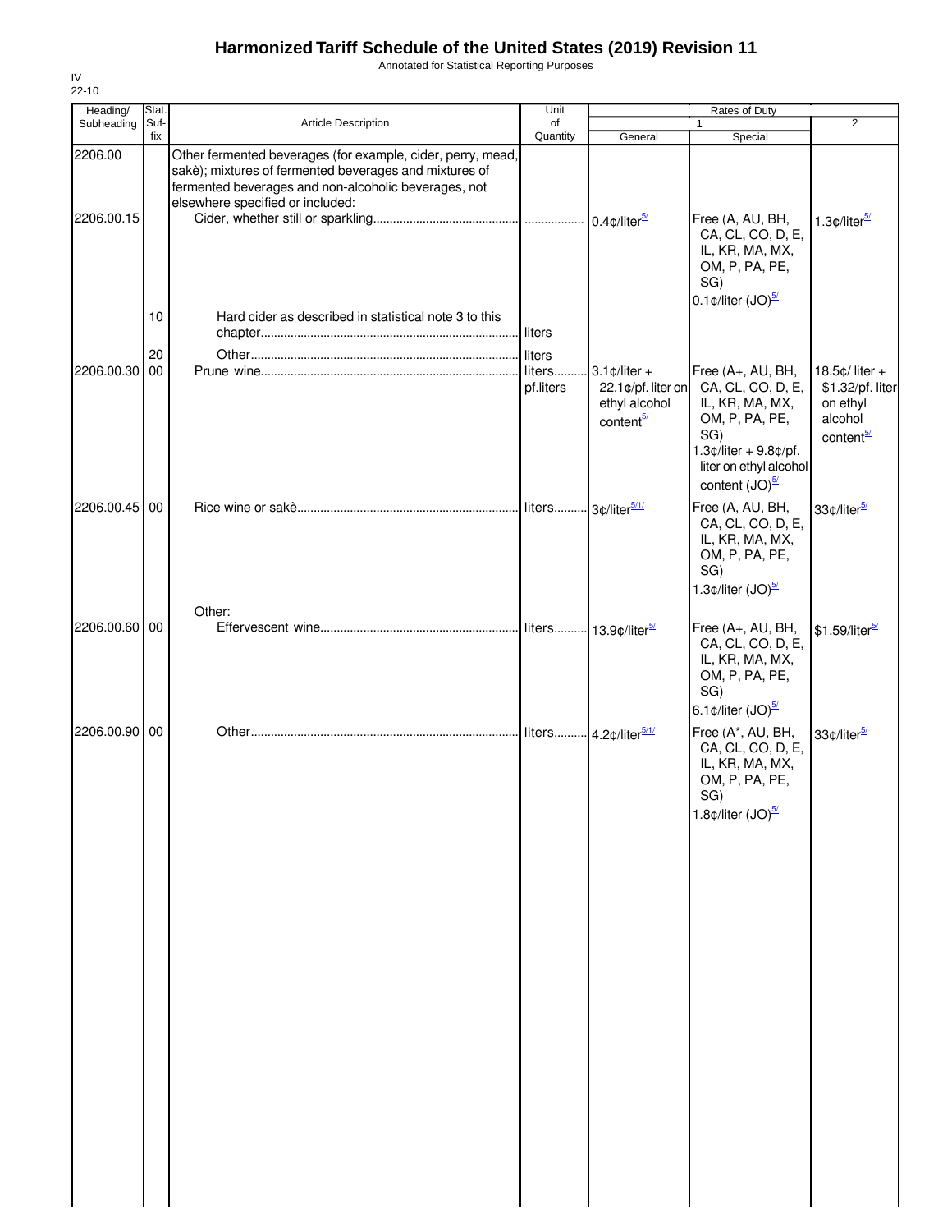# Harmonized Tariff Schedule of the United States (2019) Revision 11

Annotated for Statistical Reporting Purposes

IV
22-10

| Heading/ Subheading | Stat. Suf- fix | Article Description | Unit of Quantity | Rates of Duty 1 General | Rates of Duty 1 Special | Rates of Duty 2 |
|---|---|---|---|---|---|---|
| 2206.00 | | Other fermented beverages (for example, cider, perry, mead, sakè); mixtures of fermented beverages and mixtures of fermented beverages and non-alcoholic beverages, not elsewhere specified or included: | | | | |
| 2206.00.15 | | Cider, whether still or sparkling | | 0.4¢/liter[5/] | Free (A, AU, BH, CA, CL, CO, D, E, IL, KR, MA, MX, OM, P, PA, PE, SG) 0.1¢/liter (JO)[5/] | 1.3¢/liter[5/] |
| | 10 | Hard cider as described in statistical note 3 to this chapter | liters | | | |
| | 20 | Other | liters | | | |
| 2206.00.30 | 00 | Prune wine | liters pf.liters | 3.1¢/liter + 22.1¢/pf. liter on ethyl alcohol content[5/] | Free (A+, AU, BH, CA, CL, CO, D, E, IL, KR, MA, MX, OM, P, PA, PE, SG) 1.3¢/liter + 9.8¢/pf. liter on ethyl alcohol content (JO)[5/] | 18.5¢/ liter + $1.32/pf. liter on ethyl alcohol content[5/] |
| 2206.00.45 | 00 | Rice wine or sakè | liters | 3¢/liter[5/1/] | Free (A, AU, BH, CA, CL, CO, D, E, IL, KR, MA, MX, OM, P, PA, PE, SG) 1.3¢/liter (JO)[5/] | 33¢/liter[5/] |
| | | Other: | | | | |
| 2206.00.60 | 00 | Effervescent wine | liters | 13.9¢/liter[5/] | Free (A+, AU, BH, CA, CL, CO, D, E, IL, KR, MA, MX, OM, P, PA, PE, SG) 6.1¢/liter (JO)[5/] | $1.59/liter[5/] |
| 2206.00.90 | 00 | Other | liters | 4.2¢/liter[5/1/] | Free (A*, AU, BH, CA, CL, CO, D, E, IL, KR, MA, MX, OM, P, PA, PE, SG) 1.8¢/liter (JO)[5/] | 33¢/liter[5/] |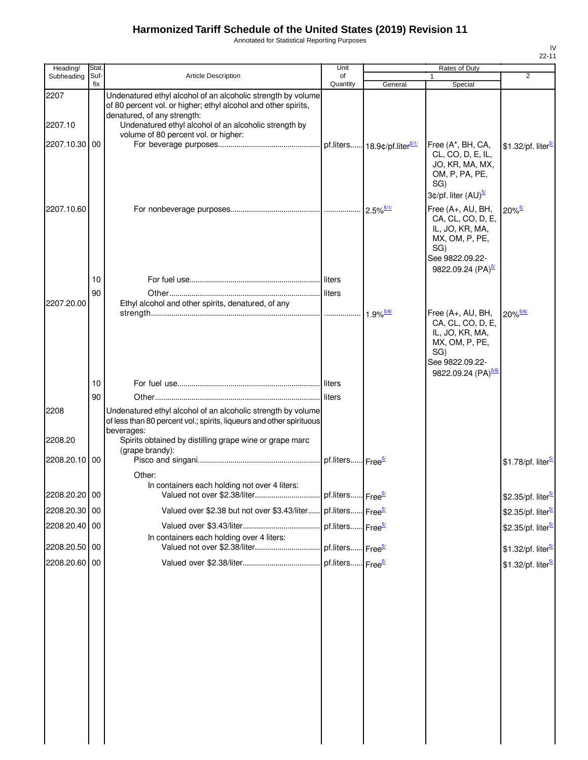# Harmonized Tariff Schedule of the United States (2019) Revision 11

Annotated for Statistical Reporting Purposes

IV
22-11

| Heading/ Subheading | Stat. Suf- fix | Article Description | Unit of Quantity | Rates of Duty 1 General | Special | 2 |
|---|---|---|---|---|---|---|
| 2207 | | Undenatured ethyl alcohol of an alcoholic strength by volume of 80 percent vol. or higher; ethyl alcohol and other spirits, denatured, of any strength: | | | | |
| 2207.10 | | Undenatured ethyl alcohol of an alcoholic strength by volume of 80 percent vol. or higher: | | | | |
| 2207.10.30 | 00 | For beverage purposes | pf.liters | 18.9¢/pf.liter[5/1/] | Free (A*, BH, CA, CL, CO, D, E, IL, JO, KR, MA, MX, OM, P, PA, PE, SG) 3¢/pf. liter (AU)[5/] | $1.32/pf. liter[5/] |
| 2207.10.60 | | For nonbeverage purposes | | 2.5%[5/1/] | Free (A+, AU, BH, CA, CL, CO, D, E, IL, JO, KR, MA, MX, OM, P, PE, SG) See 9822.09.22-9822.09.24 (PA)[5/] | 20%[5/] |
| | 10 | For fuel use | liters | | | |
| | 90 | Other | liters | | | |
| 2207.20.00 | | Ethyl alcohol and other spirits, denatured, of any strength | | 1.9%[5/6/] | Free (A+, AU, BH, CA, CL, CO, D, E, IL, JO, KR, MA, MX, OM, P, PE, SG) See 9822.09.22-9822.09.24 (PA)[5/6/] | 20%[5/6/] |
| | 10 | For fuel use | liters | | | |
| | 90 | Other | liters | | | |
| 2208 | | Undenatured ethyl alcohol of an alcoholic strength by volume of less than 80 percent vol.; spirits, liqueurs and other spirituous beverages: | | | | |
| 2208.20 | | Spirits obtained by distilling grape wine or grape marc (grape brandy): | | | | |
| 2208.20.10 | 00 | Pisco and singani | pf.liters | Free[5/] | | $1.78/pf. liter[5/] |
| | | Other: | | | | |
| | | In containers each holding not over 4 liters: | | | | |
| 2208.20.20 | 00 | Valued not over $2.38/liter | pf.liters | Free[5/] | | $2.35/pf. liter[5/] |
| 2208.20.30 | 00 | Valued over $2.38 but not over $3.43/liter | pf.liters | Free[5/] | | $2.35/pf. liter[5/] |
| 2208.20.40 | 00 | Valued over $3.43/liter | pf.liters | Free[5/] | | $2.35/pf. liter[5/] |
| | | In containers each holding over 4 liters: | | | | |
| 2208.20.50 | 00 | Valued not over $2.38/liter | pf.liters | Free[5/] | | $1.32/pf. liter[5/] |
| 2208.20.60 | 00 | Valued over $2.38/liter | pf.liters | Free[5/] | | $1.32/pf. liter[5/] |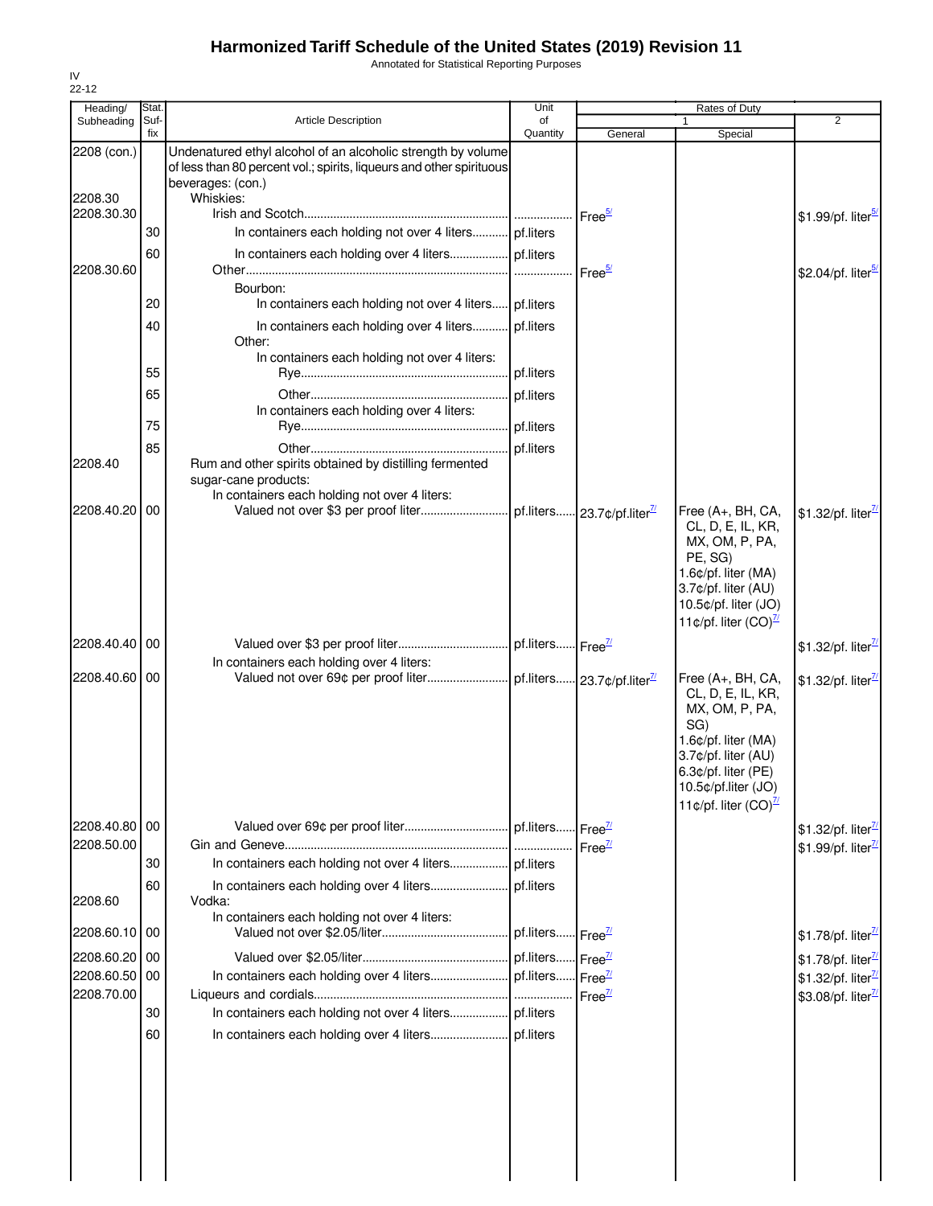# Harmonized Tariff Schedule of the United States (2019) Revision 11

Annotated for Statistical Reporting Purposes

IV
22-12

| Heading/ Subheading | Stat. Suf-fix | Article Description | Unit of Quantity | Rates of Duty 1 General | Rates of Duty 1 Special | Rates of Duty 2 |
|---|---|---|---|---|---|---|
| 2208 (con.) | | Undenatured ethyl alcohol of an alcoholic strength by volume of less than 80 percent vol.; spirits, liqueurs and other spirituous beverages: (con.) | | | | |
| 2208.30 | | Whiskies: | | | | |
| 2208.30.30 | | Irish and Scotch | | Free[5/] | | $1.99/pf. liter[5/] |
| | 30 | In containers each holding not over 4 liters | pf.liters | | | |
| | 60 | In containers each holding over 4 liters | pf.liters | | | |
| 2208.30.60 | | Other | | Free[5/] | | $2.04/pf. liter[5/] |
| | | Bourbon: | | | | |
| | 20 | In containers each holding not over 4 liters | pf.liters | | | |
| | 40 | In containers each holding over 4 liters | pf.liters | | | |
| | | Other: | | | | |
| | | In containers each holding not over 4 liters: | | | | |
| | 55 | Rye | pf.liters | | | |
| | 65 | Other | pf.liters | | | |
| | | In containers each holding over 4 liters: | | | | |
| | 75 | Rye | pf.liters | | | |
| | 85 | Other | pf.liters | | | |
| 2208.40 | | Rum and other spirits obtained by distilling fermented sugar-cane products: | | | | |
| | | In containers each holding not over 4 liters: | | | | |
| 2208.40.20 | 00 | Valued not over $3 per proof liter | pf.liters | 23.7¢/pf.liter[7/] | Free (A+, BH, CA, CL, D, E, IL, KR, MX, OM, P, PA, PE, SG) 1.6¢/pf. liter (MA) 3.7¢/pf. liter (AU) 10.5¢/pf. liter (JO) 11¢/pf. liter (CO)[7/] | $1.32/pf. liter[7/] |
| 2208.40.40 | 00 | Valued over $3 per proof liter | pf.liters | Free[7/] | | $1.32/pf. liter[7/] |
| | | In containers each holding over 4 liters: | | | | |
| 2208.40.60 | 00 | Valued not over 69¢ per proof liter | pf.liters | 23.7¢/pf.liter[7/] | Free (A+, BH, CA, CL, D, E, IL, KR, MX, OM, P, PA, SG) 1.6¢/pf. liter (MA) 3.7¢/pf. liter (AU) 6.3¢/pf. liter (PE) 10.5¢/pf.liter (JO) 11¢/pf. liter (CO)[7/] | $1.32/pf. liter[7/] |
| 2208.40.80 | 00 | Valued over 69¢ per proof liter | pf.liters | Free[7/] | | $1.32/pf. liter[7/] |
| 2208.50.00 | | Gin and Geneve | | Free[7/] | | $1.99/pf. liter[7/] |
| | 30 | In containers each holding not over 4 liters | pf.liters | | | |
| | 60 | In containers each holding over 4 liters | pf.liters | | | |
| 2208.60 | | Vodka: | | | | |
| | | In containers each holding not over 4 liters: | | | | |
| 2208.60.10 | 00 | Valued not over $2.05/liter | pf.liters | Free[7/] | | $1.78/pf. liter[7/] |
| 2208.60.20 | 00 | Valued over $2.05/liter | pf.liters | Free[7/] | | $1.78/pf. liter[7/] |
| 2208.60.50 | 00 | In containers each holding over 4 liters | pf.liters | Free[7/] | | $1.32/pf. liter[7/] |
| 2208.70.00 | | Liqueurs and cordials | | Free[7/] | | $3.08/pf. liter[7/] |
| | 30 | In containers each holding not over 4 liters | pf.liters | | | |
| | 60 | In containers each holding over 4 liters | pf.liters | | | |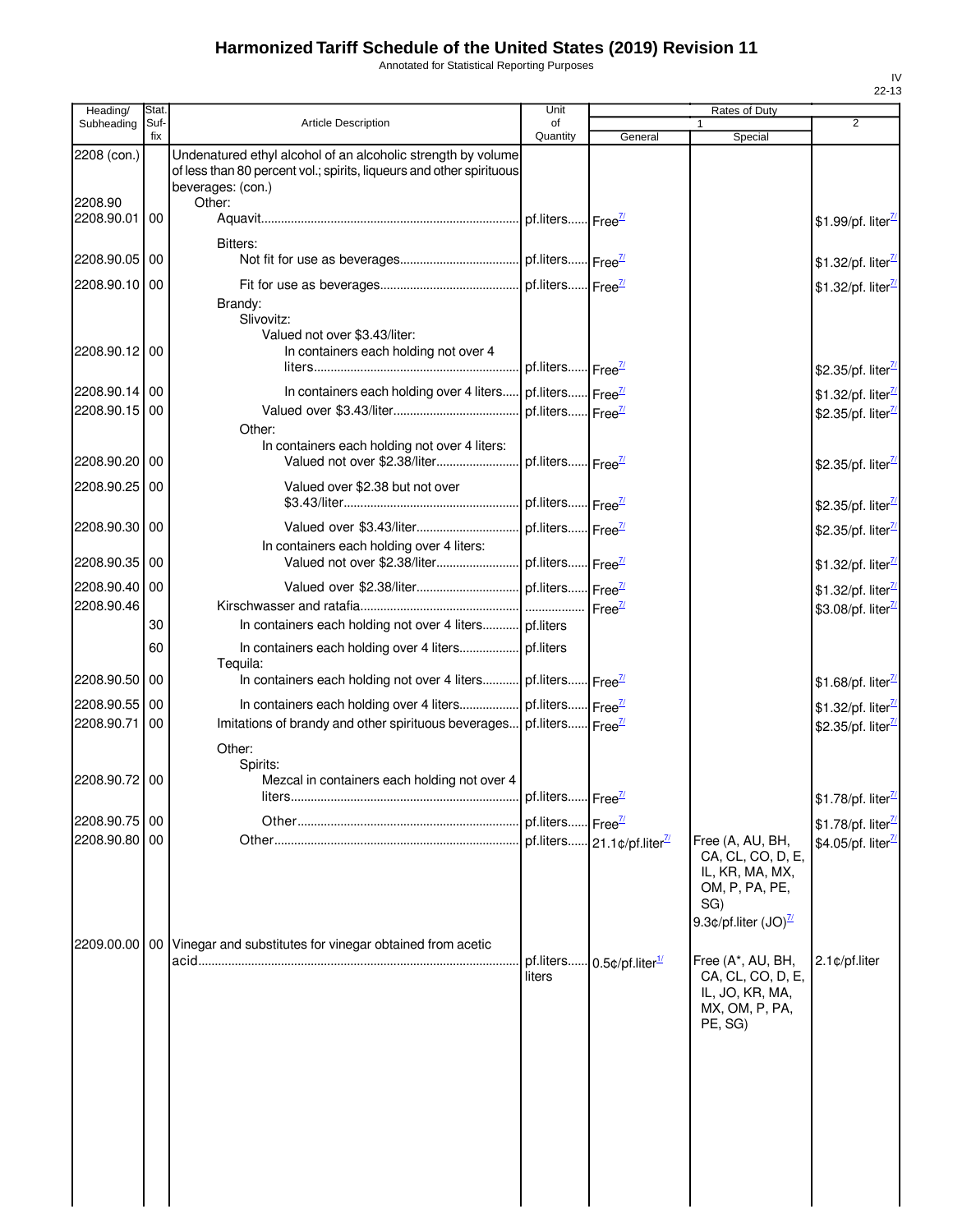# Harmonized Tariff Schedule of the United States (2019) Revision 11

Annotated for Statistical Reporting Purposes

IV
22-13

| Heading/ Subheading | Stat. Suf-fix | Article Description | Unit of Quantity | Rates of Duty 1 General | Special | 2 |
|---|---|---|---|---|---|---|
| 2208 (con.) | | Undenatured ethyl alcohol of an alcoholic strength by volume of less than 80 percent vol.; spirits, liqueurs and other spirituous beverages: (con.) | | | | |
| 2208.90 | | Other: | | | | |
| 2208.90.01 | 00 | Aquavit | pf.liters | Free[7/] | | $1.99/pf. liter[7/] |
| | | Bitters: | | | | |
| 2208.90.05 | 00 | Not fit for use as beverages | pf.liters | Free[7/] | | $1.32/pf. liter[7/] |
| 2208.90.10 | 00 | Fit for use as beverages | pf.liters | Free[7/] | | $1.32/pf. liter[7/] |
| | | Brandy: | | | | |
| | | Slivovitz: | | | | |
| | | Valued not over $3.43/liter: | | | | |
| 2208.90.12 | 00 | In containers each holding not over 4 liters | pf.liters | Free[7/] | | $2.35/pf. liter[7/] |
| 2208.90.14 | 00 | In containers each holding over 4 liters | pf.liters | Free[7/] | | $1.32/pf. liter[7/] |
| 2208.90.15 | 00 | Valued over $3.43/liter | pf.liters | Free[7/] | | $2.35/pf. liter[7/] |
| | | Other: | | | | |
| | | In containers each holding not over 4 liters: | | | | |
| 2208.90.20 | 00 | Valued not over $2.38/liter | pf.liters | Free[7/] | | $2.35/pf. liter[7/] |
| 2208.90.25 | 00 | Valued over $2.38 but not over $3.43/liter | pf.liters | Free[7/] | | $2.35/pf. liter[7/] |
| 2208.90.30 | 00 | Valued over $3.43/liter | pf.liters | Free[7/] | | $2.35/pf. liter[7/] |
| | | In containers each holding over 4 liters: | | | | |
| 2208.90.35 | 00 | Valued not over $2.38/liter | pf.liters | Free[7/] | | $1.32/pf. liter[7/] |
| 2208.90.40 | 00 | Valued over $2.38/liter | pf.liters | Free[7/] | | $1.32/pf. liter[7/] |
| 2208.90.46 | | Kirschwasser and ratafia | | Free[7/] | | $3.08/pf. liter[7/] |
| | 30 | In containers each holding not over 4 liters | pf.liters | | | |
| | 60 | In containers each holding over 4 liters | pf.liters | | | |
| | | Tequila: | | | | |
| 2208.90.50 | 00 | In containers each holding not over 4 liters | pf.liters | Free[7/] | | $1.68/pf. liter[7/] |
| 2208.90.55 | 00 | In containers each holding over 4 liters | pf.liters | Free[7/] | | $1.32/pf. liter[7/] |
| 2208.90.71 | 00 | Imitations of brandy and other spirituous beverages | pf.liters | Free[7/] | | $2.35/pf. liter[7/] |
| | | Other: | | | | |
| | | Spirits: | | | | |
| 2208.90.72 | 00 | Mezcal in containers each holding not over 4 liters | pf.liters | Free[7/] | | $1.78/pf. liter[7/] |
| 2208.90.75 | 00 | Other | pf.liters | Free[7/] | | $1.78/pf. liter[7/] |
| 2208.90.80 | 00 | Other | pf.liters | 21.1¢/pf.liter[7/] | Free (A, AU, BH, CA, CL, CO, D, E, IL, KR, MA, MX, OM, P, PA, PE, SG)<br>9.3¢/pf.liter (JO)[7/] | $4.05/pf. liter[7/] |
| 2209.00.00 | 00 | Vinegar and substitutes for vinegar obtained from acetic acid | pf.liters<br>liters | 0.5¢/pf.liter[1/] | Free (A*, AU, BH, CA, CL, CO, D, E, IL, JO, KR, MA, MX, OM, P, PA, PE, SG) | 2.1¢/pf.liter |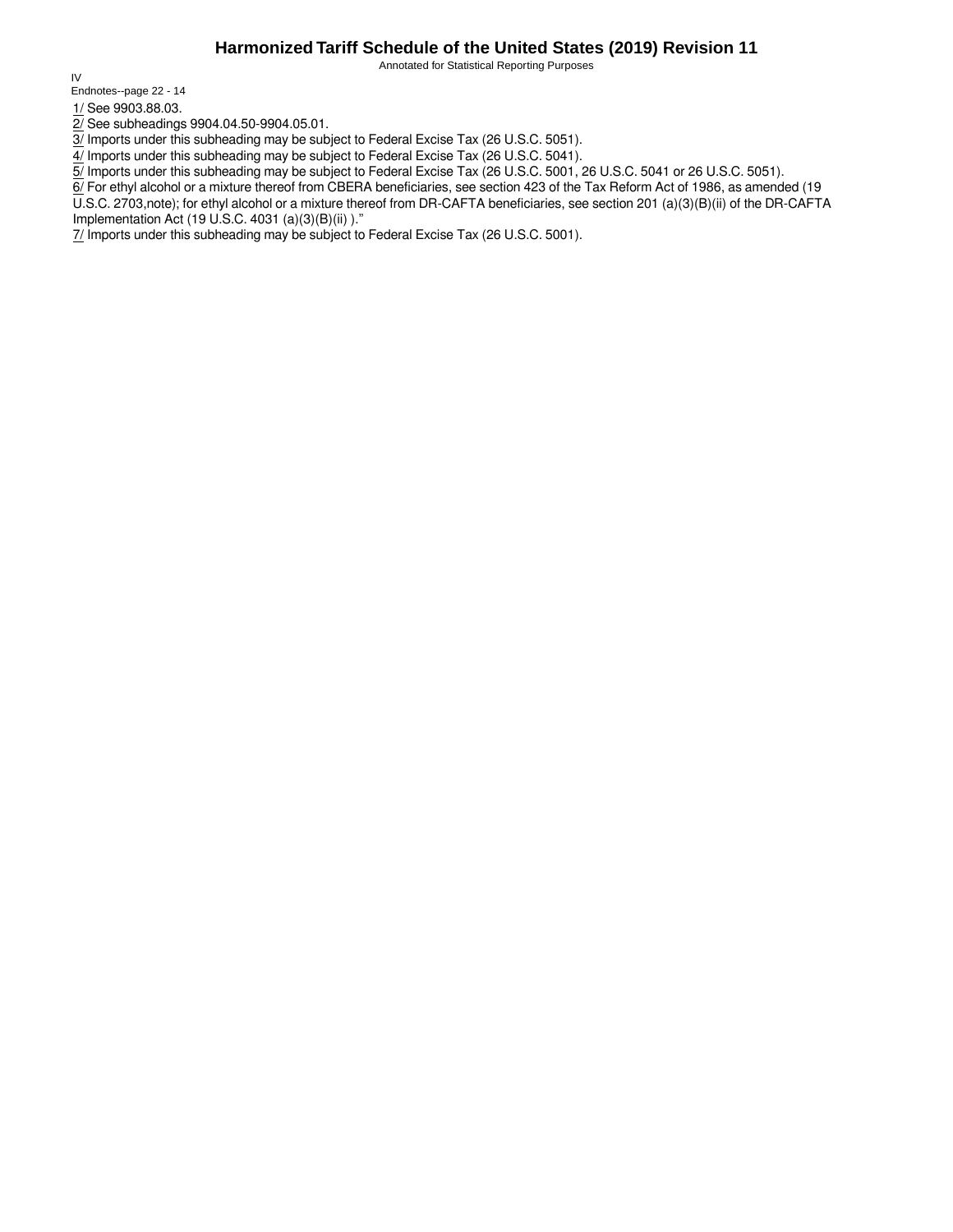IV
Endnotes--page 22 - 14

1/ See 9903.88.03.

2/ See subheadings 9904.04.50-9904.05.01.

3/ Imports under this subheading may be subject to Federal Excise Tax (26 U.S.C. 5051).

4/ Imports under this subheading may be subject to Federal Excise Tax (26 U.S.C. 5041).

5/ Imports under this subheading may be subject to Federal Excise Tax (26 U.S.C. 5001, 26 U.S.C. 5041 or 26 U.S.C. 5051).

6/ For ethyl alcohol or a mixture thereof from CBERA beneficiaries, see section 423 of the Tax Reform Act of 1986, as amended (19 U.S.C. 2703,note); for ethyl alcohol or a mixture thereof from DR-CAFTA beneficiaries, see section 201 (a)(3)(B)(ii) of the DR-CAFTA Implementation Act (19 U.S.C. 4031 (a)(3)(B)(ii) )."

7/ Imports under this subheading may be subject to Federal Excise Tax (26 U.S.C. 5001).